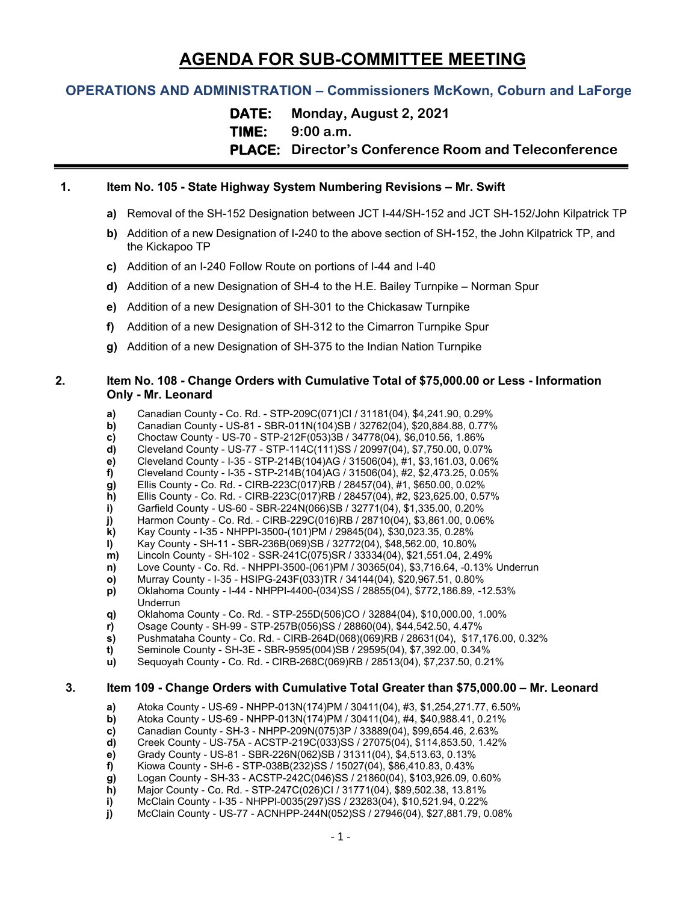# AGENDA FOR SUB-COMMITTEE MEETING

## OPERATIONS AND ADMINISTRATION – Commissioners McKown, Coburn and LaForge

**DATE:** Monday, August 2, 2021
**TIME:** 9:00 a.m.
**PLACE:** Director's Conference Room and Teleconference

---

### 1. Item No. 105 - State Highway System Numbering Revisions – Mr. Swift

- **a)** Removal of the SH-152 Designation between JCT I-44/SH-152 and JCT SH-152/John Kilpatrick TP
- **b)** Addition of a new Designation of I-240 to the above section of SH-152, the John Kilpatrick TP, and the Kickapoo TP
- **c)** Addition of an I-240 Follow Route on portions of I-44 and I-40
- **d)** Addition of a new Designation of SH-4 to the H.E. Bailey Turnpike – Norman Spur
- **e)** Addition of a new Designation of SH-301 to the Chickasaw Turnpike
- **f)** Addition of a new Designation of SH-312 to the Cimarron Turnpike Spur
- **g)** Addition of a new Designation of SH-375 to the Indian Nation Turnpike

### 2. Item No. 108 - Change Orders with Cumulative Total of $75,000.00 or Less - Information Only - Mr. Leonard

- **a)** Canadian County - Co. Rd. - STP-209C(071)CI / 31181(04), $4,241.90, 0.29%
- **b)** Canadian County - US-81 - SBR-011N(104)SB / 32762(04), $20,884.88, 0.77%
- **c)** Choctaw County - US-70 - STP-212F(053)3B / 34778(04), $6,010.56, 1.86%
- **d)** Cleveland County - US-77 - STP-114C(111)SS / 20997(04), $7,750.00, 0.07%
- **e)** Cleveland County - I-35 - STP-214B(104)AG / 31506(04), #1, $3,161.03, 0.06%
- **f)** Cleveland County - I-35 - STP-214B(104)AG / 31506(04), #2, $2,473.25, 0.05%
- **g)** Ellis County - Co. Rd. - CIRB-223C(017)RB / 28457(04), #1, $650.00, 0.02%
- **h)** Ellis County - Co. Rd. - CIRB-223C(017)RB / 28457(04), #2, $23,625.00, 0.57%
- **i)** Garfield County - US-60 - SBR-224N(066)SB / 32771(04), $1,335.00, 0.20%
- **j)** Harmon County - Co. Rd. - CIRB-229C(016)RB / 28710(04), $3,861.00, 0.06%
- **k)** Kay County - I-35 - NHPPI-3500-(101)PM / 29845(04), $30,023.35, 0.28%
- **l)** Kay County - SH-11 - SBR-236B(069)SB / 32772(04), $48,562.00, 10.80%
- **m)** Lincoln County - SH-102 - SSR-241C(075)SR / 33334(04), $21,551.04, 2.49%
- **n)** Love County - Co. Rd. - NHPPI-3500-(061)PM / 30365(04), $3,716.64, -0.13% Underrun
- **o)** Murray County - I-35 - HSIPG-243F(033)TR / 34144(04), $20,967.51, 0.80%
- **p)** Oklahoma County - I-44 - NHPPI-4400-(034)SS / 28855(04), $772,186.89, -12.53% Underrun
- **q)** Oklahoma County - Co. Rd. - STP-255D(506)CO / 32884(04), $10,000.00, 1.00%
- **r)** Osage County - SH-99 - STP-257B(056)SS / 28860(04), $44,542.50, 4.47%
- **s)** Pushmataha County - Co. Rd. - CIRB-264D(068)(069)RB / 28631(04), $17,176.00, 0.32%
- **t)** Seminole County - SH-3E - SBR-9595(004)SB / 29595(04), $7,392.00, 0.34%
- **u)** Sequoyah County - Co. Rd. - CIRB-268C(069)RB / 28513(04), $7,237.50, 0.21%

### 3. Item 109 - Change Orders with Cumulative Total Greater than $75,000.00 – Mr. Leonard

- **a)** Atoka County - US-69 - NHPP-013N(174)PM / 30411(04), #3, $1,254,271.77, 6.50%
- **b)** Atoka County - US-69 - NHPP-013N(174)PM / 30411(04), #4, $40,988.41, 0.21%
- **c)** Canadian County - SH-3 - NHPP-209N(075)3P / 33889(04), $99,654.46, 2.63%
- **d)** Creek County - US-75A - ACSTP-219C(033)SS / 27075(04), $114,853.50, 1.42%
- **e)** Grady County - US-81 - SBR-226N(062)SB / 31311(04), $4,513.63, 0.13%
- **f)** Kiowa County - SH-6 - STP-038B(232)SS / 15027(04), $86,410.83, 0.43%
- **g)** Logan County - SH-33 - ACSTP-242C(046)SS / 21860(04), $103,926.09, 0.60%
- **h)** Major County - Co. Rd. - STP-247C(026)CI / 31771(04), $89,502.38, 13.81%
- **i)** McClain County - I-35 - NHPPI-0035(297)SS / 23283(04), $10,521.94, 0.22%
- **j)** McClain County - US-77 - ACNHPP-244N(052)SS / 27946(04), $27,881.79, 0.08%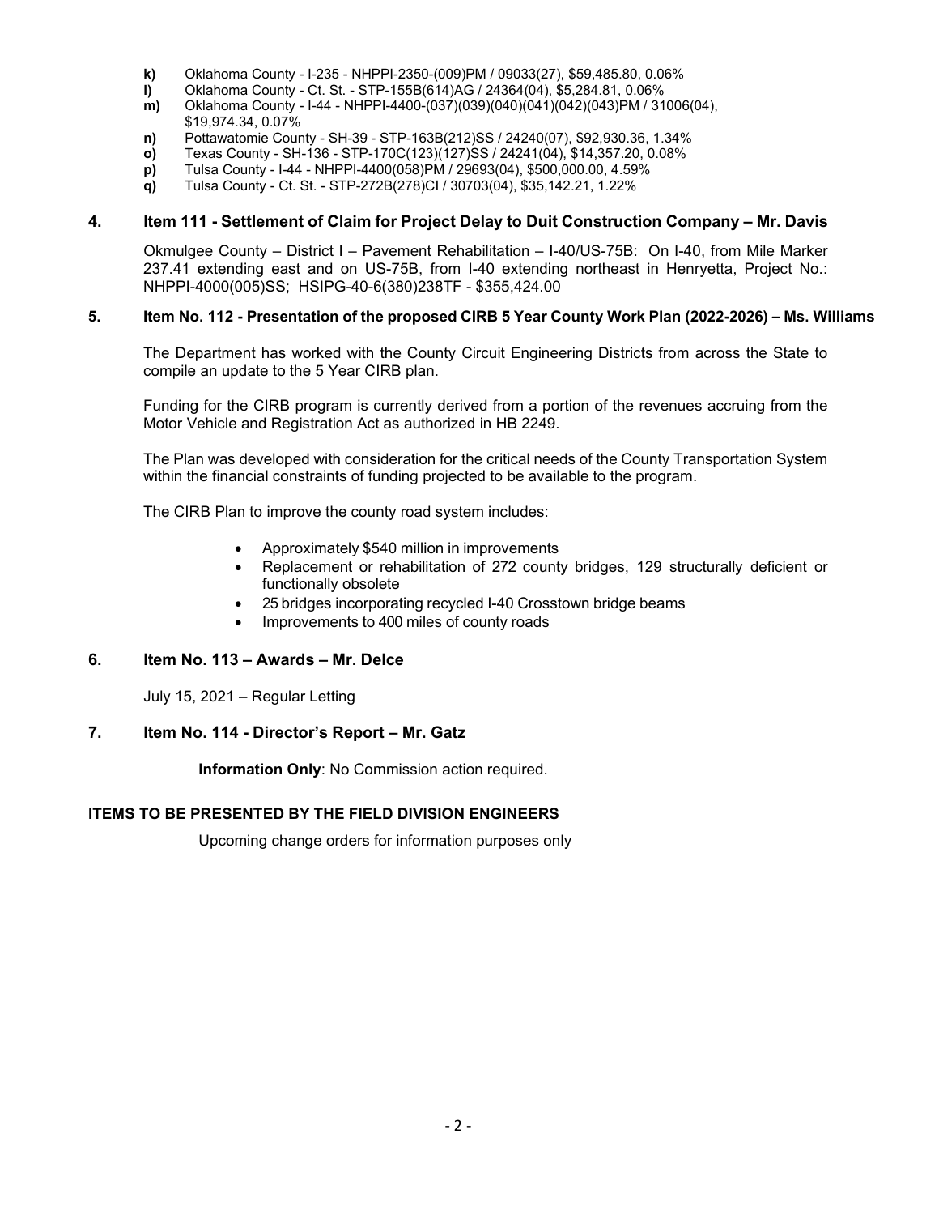- **k)** Oklahoma County - I-235 - NHPPI-2350-(009)PM / 09033(27), $59,485.80, 0.06%
- **l)** Oklahoma County - Ct. St. - STP-155B(614)AG / 24364(04), $5,284.81, 0.06%
- **m)** Oklahoma County - I-44 - NHPPI-4400-(037)(039)(040)(041)(042)(043)PM / 31006(04), $19,974.34, 0.07%
- **n)** Pottawatomie County - SH-39 - STP-163B(212)SS / 24240(07), $92,930.36, 1.34%
- **o)** Texas County - SH-136 - STP-170C(123)(127)SS / 24241(04), $14,357.20, 0.08%
- **p)** Tulsa County - I-44 - NHPPI-4400(058)PM / 29693(04), $500,000.00, 4.59%
- **q)** Tulsa County - Ct. St. - STP-272B(278)CI / 30703(04), $35,142.21, 1.22%

## 4. Item 111 - Settlement of Claim for Project Delay to Duit Construction Company – Mr. Davis

Okmulgee County – District I – Pavement Rehabilitation – I-40/US-75B: On I-40, from Mile Marker 237.41 extending east and on US-75B, from I-40 extending northeast in Henryetta, Project No.: NHPPI-4000(005)SS; HSIPG-40-6(380)238TF - $355,424.00

## 5. Item No. 112 - Presentation of the proposed CIRB 5 Year County Work Plan (2022-2026) – Ms. Williams

The Department has worked with the County Circuit Engineering Districts from across the State to compile an update to the 5 Year CIRB plan.

Funding for the CIRB program is currently derived from a portion of the revenues accruing from the Motor Vehicle and Registration Act as authorized in HB 2249.

The Plan was developed with consideration for the critical needs of the County Transportation System within the financial constraints of funding projected to be available to the program.

The CIRB Plan to improve the county road system includes:

- Approximately $540 million in improvements
- Replacement or rehabilitation of 272 county bridges, 129 structurally deficient or functionally obsolete
- 25 bridges incorporating recycled I-40 Crosstown bridge beams
- Improvements to 400 miles of county roads

## 6. Item No. 113 – Awards – Mr. Delce

July 15, 2021 – Regular Letting

## 7. Item No. 114 - Director's Report – Mr. Gatz

**Information Only**: No Commission action required.

## ITEMS TO BE PRESENTED BY THE FIELD DIVISION ENGINEERS

Upcoming change orders for information purposes only